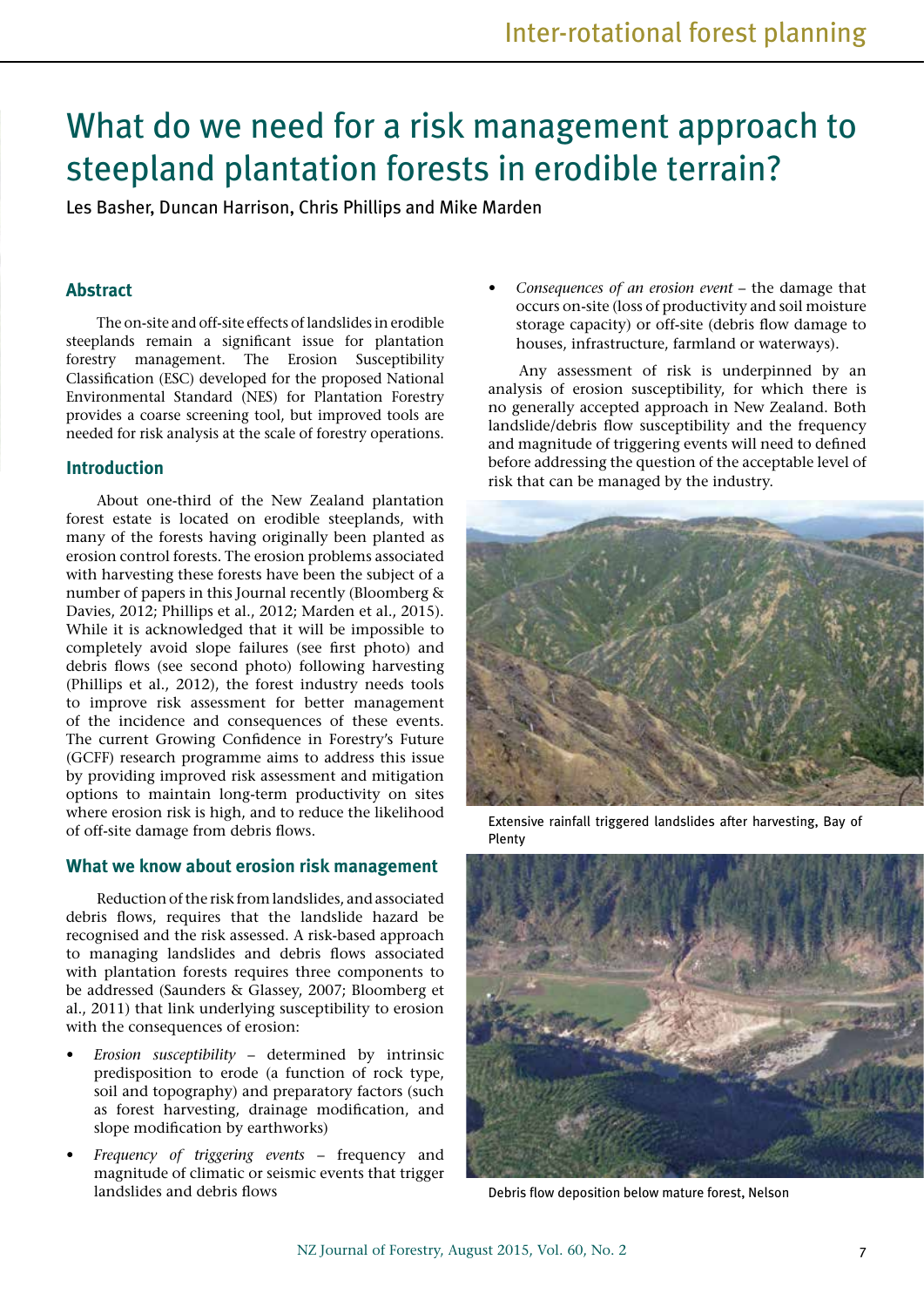# What do we need for a risk management approach to steepland plantation forests in erodible terrain?

Les Basher, Duncan Harrison, Chris Phillips and Mike Marden

## Abstract

The on-site and off-site effects of landslides in erodible steeplands remain a significant issue for plantation forestry management. The Erosion Susceptibility Classification (ESC) developed for the proposed National Environmental Standard (NES) for Plantation Forestry provides a coarse screening tool, but improved tools are needed for risk analysis at the scale of forestry operations.

## Introduction

About one-third of the New Zealand plantation forest estate is located on erodible steeplands, with many of the forests having originally been planted as erosion control forests. The erosion problems associated with harvesting these forests have been the subject of a number of papers in this Journal recently (Bloomberg & Davies, 2012; Phillips et al., 2012; Marden et al., 2015). While it is acknowledged that it will be impossible to completely avoid slope failures (see first photo) and debris flows (see second photo) following harvesting (Phillips et al., 2012), the forest industry needs tools to improve risk assessment for better management of the incidence and consequences of these events. The current Growing Confidence in Forestry's Future (GCFF) research programme aims to address this issue by providing improved risk assessment and mitigation options to maintain long-term productivity on sites where erosion risk is high, and to reduce the likelihood of off-site damage from debris flows.

## What we know about erosion risk management

Reduction of the risk from landslides, and associated debris flows, requires that the landslide hazard be recognised and the risk assessed. A risk-based approach to managing landslides and debris flows associated with plantation forests requires three components to be addressed (Saunders & Glassey, 2007; Bloomberg et al., 2011) that link underlying susceptibility to erosion with the consequences of erosion:

- *Erosion susceptibility* – determined by intrinsic predisposition to erode (a function of rock type, soil and topography) and preparatory factors (such as forest harvesting, drainage modification, and slope modification by earthworks)
- *Frequency of triggering events* – frequency and magnitude of climatic or seismic events that trigger landslides and debris flows
- *Consequences of an erosion event* – the damage that occurs on-site (loss of productivity and soil moisture storage capacity) or off-site (debris flow damage to houses, infrastructure, farmland or waterways).

Any assessment of risk is underpinned by an analysis of erosion susceptibility, for which there is no generally accepted approach in New Zealand. Both landslide/debris flow susceptibility and the frequency and magnitude of triggering events will need to defined before addressing the question of the acceptable level of risk that can be managed by the industry.

Extensive rainfall triggered landslides after harvesting, Bay of Plenty

Debris flow deposition below mature forest, Nelson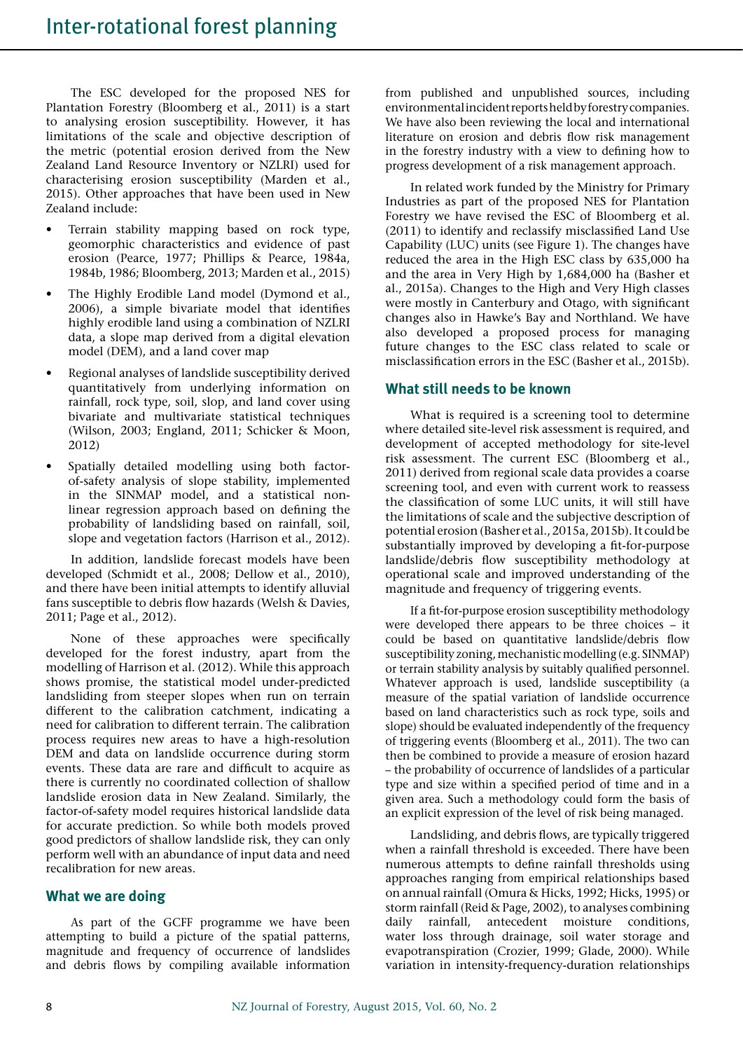The ESC developed for the proposed NES for Plantation Forestry (Bloomberg et al., 2011) is a start to analysing erosion susceptibility. However, it has limitations of the scale and objective description of the metric (potential erosion derived from the New Zealand Land Resource Inventory or NZLRI) used for characterising erosion susceptibility (Marden et al., 2015). Other approaches that have been used in New Zealand include:

- Terrain stability mapping based on rock type, geomorphic characteristics and evidence of past erosion (Pearce, 1977; Phillips & Pearce, 1984a, 1984b, 1986; Bloomberg, 2013; Marden et al., 2015)
- The Highly Erodible Land model (Dymond et al., 2006), a simple bivariate model that identifies highly erodible land using a combination of NZLRI data, a slope map derived from a digital elevation model (DEM), and a land cover map
- Regional analyses of landslide susceptibility derived quantitatively from underlying information on rainfall, rock type, soil, slop, and land cover using bivariate and multivariate statistical techniques (Wilson, 2003; England, 2011; Schicker & Moon, 2012)
- Spatially detailed modelling using both factor-of-safety analysis of slope stability, implemented in the SINMAP model, and a statistical non-linear regression approach based on defining the probability of landsliding based on rainfall, soil, slope and vegetation factors (Harrison et al., 2012).

In addition, landslide forecast models have been developed (Schmidt et al., 2008; Dellow et al., 2010), and there have been initial attempts to identify alluvial fans susceptible to debris flow hazards (Welsh & Davies, 2011; Page et al., 2012).

None of these approaches were specifically developed for the forest industry, apart from the modelling of Harrison et al. (2012). While this approach shows promise, the statistical model under-predicted landsliding from steeper slopes when run on terrain different to the calibration catchment, indicating a need for calibration to different terrain. The calibration process requires new areas to have a high-resolution DEM and data on landslide occurrence during storm events. These data are rare and difficult to acquire as there is currently no coordinated collection of shallow landslide erosion data in New Zealand. Similarly, the factor-of-safety model requires historical landslide data for accurate prediction. So while both models proved good predictors of shallow landslide risk, they can only perform well with an abundance of input data and need recalibration for new areas.

## What we are doing

As part of the GCFF programme we have been attempting to build a picture of the spatial patterns, magnitude and frequency of occurrence of landslides and debris flows by compiling available information from published and unpublished sources, including environmental incident reports held by forestry companies. We have also been reviewing the local and international literature on erosion and debris flow risk management in the forestry industry with a view to defining how to progress development of a risk management approach.

In related work funded by the Ministry for Primary Industries as part of the proposed NES for Plantation Forestry we have revised the ESC of Bloomberg et al. (2011) to identify and reclassify misclassified Land Use Capability (LUC) units (see Figure 1). The changes have reduced the area in the High ESC class by 635,000 ha and the area in Very High by 1,684,000 ha (Basher et al., 2015a). Changes to the High and Very High classes were mostly in Canterbury and Otago, with significant changes also in Hawke's Bay and Northland. We have also developed a proposed process for managing future changes to the ESC class related to scale or misclassification errors in the ESC (Basher et al., 2015b).

## What still needs to be known

What is required is a screening tool to determine where detailed site-level risk assessment is required, and development of accepted methodology for site-level risk assessment. The current ESC (Bloomberg et al., 2011) derived from regional scale data provides a coarse screening tool, and even with current work to reassess the classification of some LUC units, it will still have the limitations of scale and the subjective description of potential erosion (Basher et al., 2015a, 2015b). It could be substantially improved by developing a fit-for-purpose landslide/debris flow susceptibility methodology at operational scale and improved understanding of the magnitude and frequency of triggering events.

If a fit-for-purpose erosion susceptibility methodology were developed there appears to be three choices – it could be based on quantitative landslide/debris flow susceptibility zoning, mechanistic modelling (e.g. SINMAP) or terrain stability analysis by suitably qualified personnel. Whatever approach is used, landslide susceptibility (a measure of the spatial variation of landslide occurrence based on land characteristics such as rock type, soils and slope) should be evaluated independently of the frequency of triggering events (Bloomberg et al., 2011). The two can then be combined to provide a measure of erosion hazard – the probability of occurrence of landslides of a particular type and size within a specified period of time and in a given area. Such a methodology could form the basis of an explicit expression of the level of risk being managed.

Landsliding, and debris flows, are typically triggered when a rainfall threshold is exceeded. There have been numerous attempts to define rainfall thresholds using approaches ranging from empirical relationships based on annual rainfall (Omura & Hicks, 1992; Hicks, 1995) or storm rainfall (Reid & Page, 2002), to analyses combining daily rainfall, antecedent moisture conditions, water loss through drainage, soil water storage and evapotranspiration (Crozier, 1999; Glade, 2000). While variation in intensity-frequency-duration relationships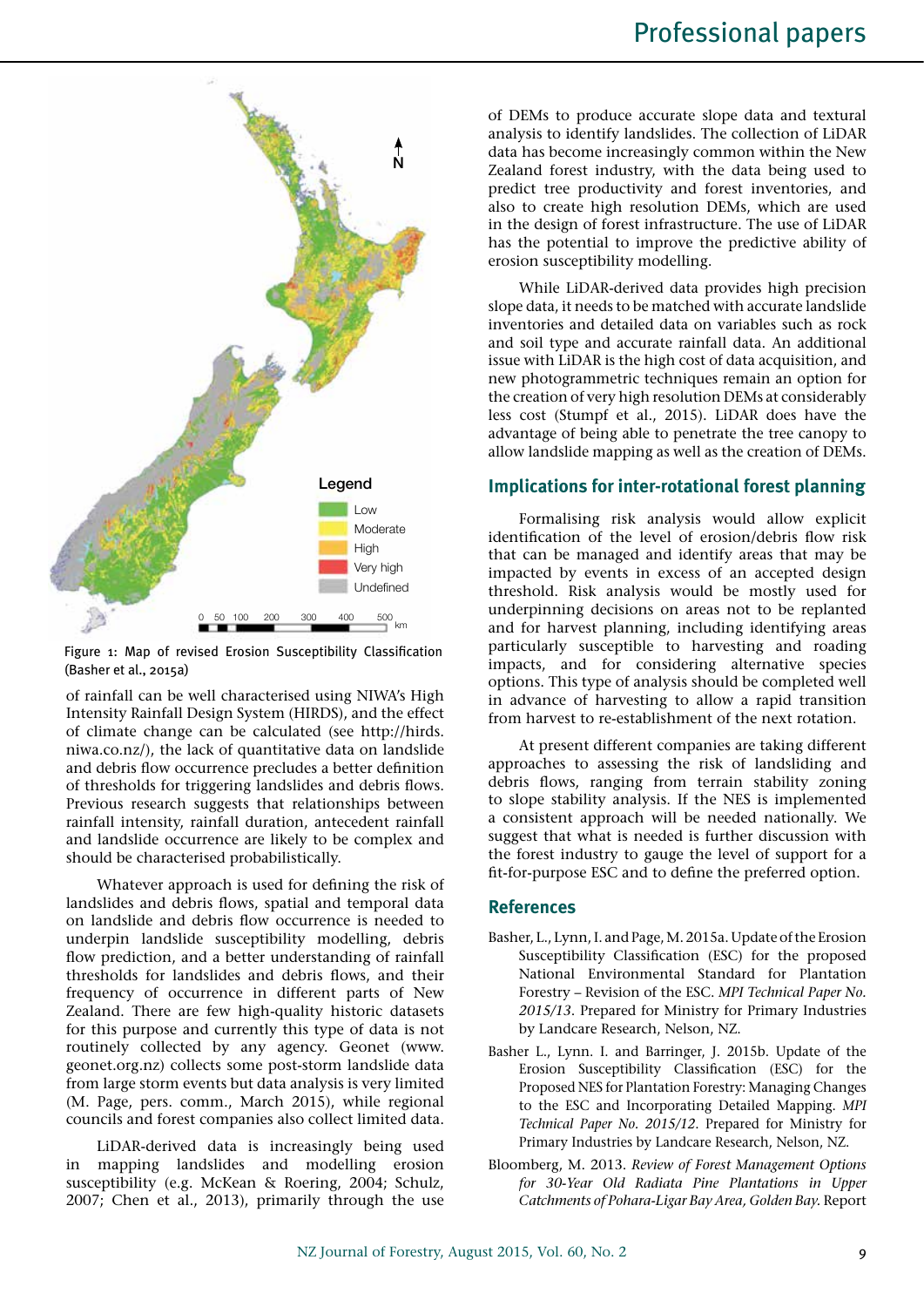Figure 1: Map of revised Erosion Susceptibility Classification (Basher et al., 2015a)

of rainfall can be well characterised using NIWA's High Intensity Rainfall Design System (HIRDS), and the effect of climate change can be calculated (see http://hirds.niwa.co.nz/), the lack of quantitative data on landslide and debris flow occurrence precludes a better definition of thresholds for triggering landslides and debris flows. Previous research suggests that relationships between rainfall intensity, rainfall duration, antecedent rainfall and landslide occurrence are likely to be complex and should be characterised probabilistically.

Whatever approach is used for defining the risk of landslides and debris flows, spatial and temporal data on landslide and debris flow occurrence is needed to underpin landslide susceptibility modelling, debris flow prediction, and a better understanding of rainfall thresholds for landslides and debris flows, and their frequency of occurrence in different parts of New Zealand. There are few high-quality historic datasets for this purpose and currently this type of data is not routinely collected by any agency. Geonet (www.geonet.org.nz) collects some post-storm landslide data from large storm events but data analysis is very limited (M. Page, pers. comm., March 2015), while regional councils and forest companies also collect limited data.

LiDAR-derived data is increasingly being used in mapping landslides and modelling erosion susceptibility (e.g. McKean & Roering, 2004; Schulz, 2007; Chen et al., 2013), primarily through the use of DEMs to produce accurate slope data and textural analysis to identify landslides. The collection of LiDAR data has become increasingly common within the New Zealand forest industry, with the data being used to predict tree productivity and forest inventories, and also to create high resolution DEMs, which are used in the design of forest infrastructure. The use of LiDAR has the potential to improve the predictive ability of erosion susceptibility modelling.

While LiDAR-derived data provides high precision slope data, it needs to be matched with accurate landslide inventories and detailed data on variables such as rock and soil type and accurate rainfall data. An additional issue with LiDAR is the high cost of data acquisition, and new photogrammetric techniques remain an option for the creation of very high resolution DEMs at considerably less cost (Stumpf et al., 2015). LiDAR does have the advantage of being able to penetrate the tree canopy to allow landslide mapping as well as the creation of DEMs.

## Implications for inter-rotational forest planning

Formalising risk analysis would allow explicit identification of the level of erosion/debris flow risk that can be managed and identify areas that may be impacted by events in excess of an accepted design threshold. Risk analysis would be mostly used for underpinning decisions on areas not to be replanted and for harvest planning, including identifying areas particularly susceptible to harvesting and roading impacts, and for considering alternative species options. This type of analysis should be completed well in advance of harvesting to allow a rapid transition from harvest to re-establishment of the next rotation.

At present different companies are taking different approaches to assessing the risk of landsliding and debris flows, ranging from terrain stability zoning to slope stability analysis. If the NES is implemented a consistent approach will be needed nationally. We suggest that what is needed is further discussion with the forest industry to gauge the level of support for a fit-for-purpose ESC and to define the preferred option.

## References

Basher, L., Lynn, I. and Page, M. 2015a. Update of the Erosion Susceptibility Classification (ESC) for the proposed National Environmental Standard for Plantation Forestry – Revision of the ESC. *MPI Technical Paper No. 2015/13*. Prepared for Ministry for Primary Industries by Landcare Research, Nelson, NZ.

Basher L., Lynn. I. and Barringer, J. 2015b. Update of the Erosion Susceptibility Classification (ESC) for the Proposed NES for Plantation Forestry: Managing Changes to the ESC and Incorporating Detailed Mapping. *MPI Technical Paper No. 2015/12*. Prepared for Ministry for Primary Industries by Landcare Research, Nelson, NZ.

Bloomberg, M. 2013. *Review of Forest Management Options for 30-Year Old Radiata Pine Plantations in Upper Catchments of Pohara-Ligar Bay Area, Golden Bay.* Report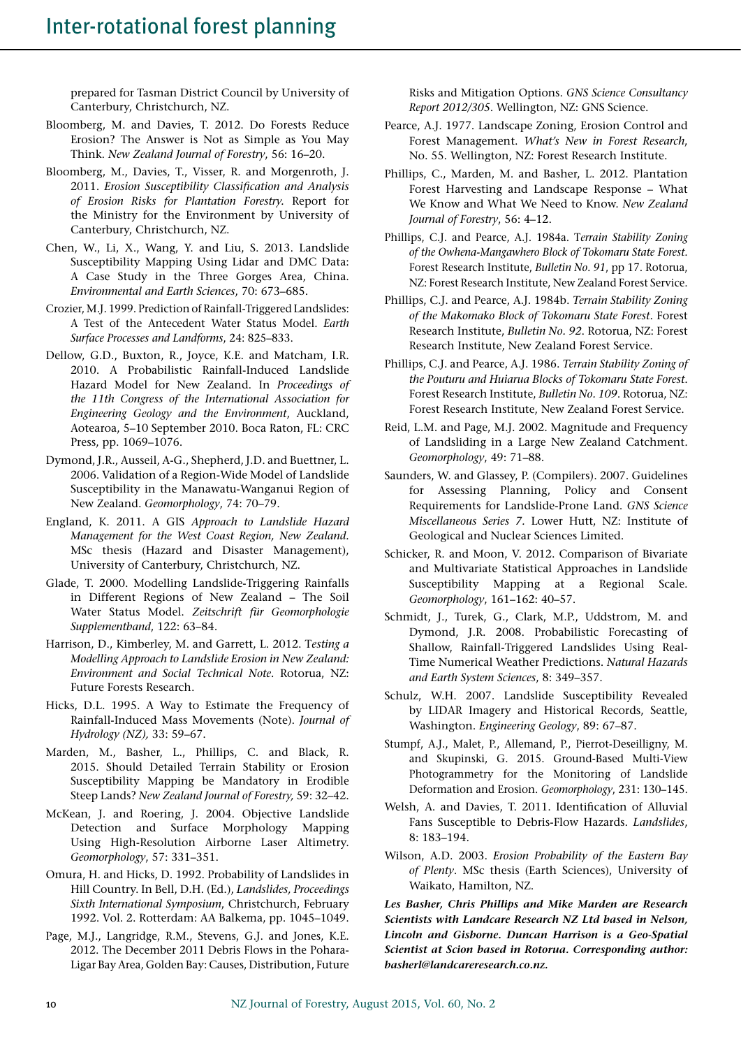prepared for Tasman District Council by University of Canterbury, Christchurch, NZ.

Bloomberg, M. and Davies, T. 2012. Do Forests Reduce Erosion? The Answer is Not as Simple as You May Think. *New Zealand Journal of Forestry*, 56: 16–20.

Bloomberg, M., Davies, T., Visser, R. and Morgenroth, J. 2011. *Erosion Susceptibility Classification and Analysis of Erosion Risks for Plantation Forestry.* Report for the Ministry for the Environment by University of Canterbury, Christchurch, NZ.

Chen, W., Li, X., Wang, Y. and Liu, S. 2013. Landslide Susceptibility Mapping Using Lidar and DMC Data: A Case Study in the Three Gorges Area, China. *Environmental and Earth Sciences*, 70: 673–685.

Crozier, M.J. 1999. Prediction of Rainfall-Triggered Landslides: A Test of the Antecedent Water Status Model. *Earth Surface Processes and Landforms*, 24: 825–833.

Dellow, G.D., Buxton, R., Joyce, K.E. and Matcham, I.R. 2010. A Probabilistic Rainfall-Induced Landslide Hazard Model for New Zealand. In *Proceedings of the 11th Congress of the International Association for Engineering Geology and the Environment*, Auckland, Aotearoa, 5–10 September 2010. Boca Raton, FL: CRC Press, pp. 1069–1076.

Dymond, J.R., Ausseil, A-G., Shepherd, J.D. and Buettner, L. 2006. Validation of a Region-Wide Model of Landslide Susceptibility in the Manawatu-Wanganui Region of New Zealand. *Geomorphology*, 74: 70–79.

England, K. 2011. A GIS *Approach to Landslide Hazard Management for the West Coast Region, New Zealand.* MSc thesis (Hazard and Disaster Management), University of Canterbury, Christchurch, NZ.

Glade, T. 2000. Modelling Landslide-Triggering Rainfalls in Different Regions of New Zealand – The Soil Water Status Model. *Zeitschrift für Geomorphologie Supplementband*, 122: 63–84.

Harrison, D., Kimberley, M. and Garrett, L. 2012. T*esting a Modelling Approach to Landslide Erosion in New Zealand: Environment and Social Technical Note.* Rotorua, NZ: Future Forests Research.

Hicks, D.L. 1995. A Way to Estimate the Frequency of Rainfall-Induced Mass Movements (Note). *Journal of Hydrology (NZ),* 33: 59–67.

Marden, M., Basher, L., Phillips, C. and Black, R. 2015. Should Detailed Terrain Stability or Erosion Susceptibility Mapping be Mandatory in Erodible Steep Lands? *New Zealand Journal of Forestry,* 59: 32–42.

McKean, J. and Roering, J. 2004. Objective Landslide Detection and Surface Morphology Mapping Using High-Resolution Airborne Laser Altimetry. *Geomorphology*, 57: 331–351.

Omura, H. and Hicks, D. 1992. Probability of Landslides in Hill Country. In Bell, D.H. (Ed.), *Landslides, Proceedings Sixth International Symposium*, Christchurch, February 1992. Vol. 2. Rotterdam: AA Balkema, pp. 1045–1049.

Page, M.J., Langridge, R.M., Stevens, G.J. and Jones, K.E. 2012. The December 2011 Debris Flows in the Pohara-Ligar Bay Area, Golden Bay: Causes, Distribution, Future Risks and Mitigation Options. *GNS Science Consultancy Report 2012/305*. Wellington, NZ: GNS Science.

Pearce, A.J. 1977. Landscape Zoning, Erosion Control and Forest Management. *What's New in Forest Research*, No. 55. Wellington, NZ: Forest Research Institute.

Phillips, C., Marden, M. and Basher, L. 2012. Plantation Forest Harvesting and Landscape Response – What We Know and What We Need to Know. *New Zealand Journal of Forestry*, 56: 4–12.

Phillips, C.J. and Pearce, A.J. 1984a. T*errain Stability Zoning of the Owhena-Mangawhero Block of Tokomaru State Forest.* Forest Research Institute, *Bulletin No. 91*, pp 17. Rotorua, NZ: Forest Research Institute, New Zealand Forest Service.

Phillips, C.J. and Pearce, A.J. 1984b. *Terrain Stability Zoning of the Makomako Block of Tokomaru State Forest*. Forest Research Institute, *Bulletin No. 92*. Rotorua, NZ: Forest Research Institute, New Zealand Forest Service.

Phillips, C.J. and Pearce, A.J. 1986. *Terrain Stability Zoning of the Pouturu and Huiarua Blocks of Tokomaru State Forest.* Forest Research Institute, *Bulletin No. 109*. Rotorua, NZ: Forest Research Institute, New Zealand Forest Service.

Reid, L.M. and Page, M.J. 2002. Magnitude and Frequency of Landsliding in a Large New Zealand Catchment. *Geomorphology*, 49: 71–88.

Saunders, W. and Glassey, P. (Compilers). 2007. Guidelines for Assessing Planning, Policy and Consent Requirements for Landslide-Prone Land. *GNS Science Miscellaneous Series 7*. Lower Hutt, NZ: Institute of Geological and Nuclear Sciences Limited.

Schicker, R. and Moon, V. 2012. Comparison of Bivariate and Multivariate Statistical Approaches in Landslide Susceptibility Mapping at a Regional Scale. *Geomorphology*, 161–162: 40–57.

Schmidt, J., Turek, G., Clark, M.P., Uddstrom, M. and Dymond, J.R. 2008. Probabilistic Forecasting of Shallow, Rainfall-Triggered Landslides Using Real-Time Numerical Weather Predictions. *Natural Hazards and Earth System Sciences*, 8: 349–357.

Schulz, W.H. 2007. Landslide Susceptibility Revealed by LIDAR Imagery and Historical Records, Seattle, Washington. *Engineering Geology*, 89: 67–87.

Stumpf, A.J., Malet, P., Allemand, P., Pierrot-Deseilligny, M. and Skupinski, G. 2015. Ground-Based Multi-View Photogrammetry for the Monitoring of Landslide Deformation and Erosion. *Geomorphology*, 231: 130–145.

Welsh, A. and Davies, T. 2011. Identification of Alluvial Fans Susceptible to Debris-Flow Hazards. *Landslides*, 8: 183–194.

Wilson, A.D. 2003. *Erosion Probability of the Eastern Bay of Plenty*. MSc thesis (Earth Sciences), University of Waikato, Hamilton, NZ.

***Les Basher, Chris Phillips and Mike Marden are Research Scientists with Landcare Research NZ Ltd based in Nelson, Lincoln and Gisborne. Duncan Harrison is a Geo-Spatial Scientist at Scion based in Rotorua. Corresponding author: basherl@landcareresearch.co.nz.***